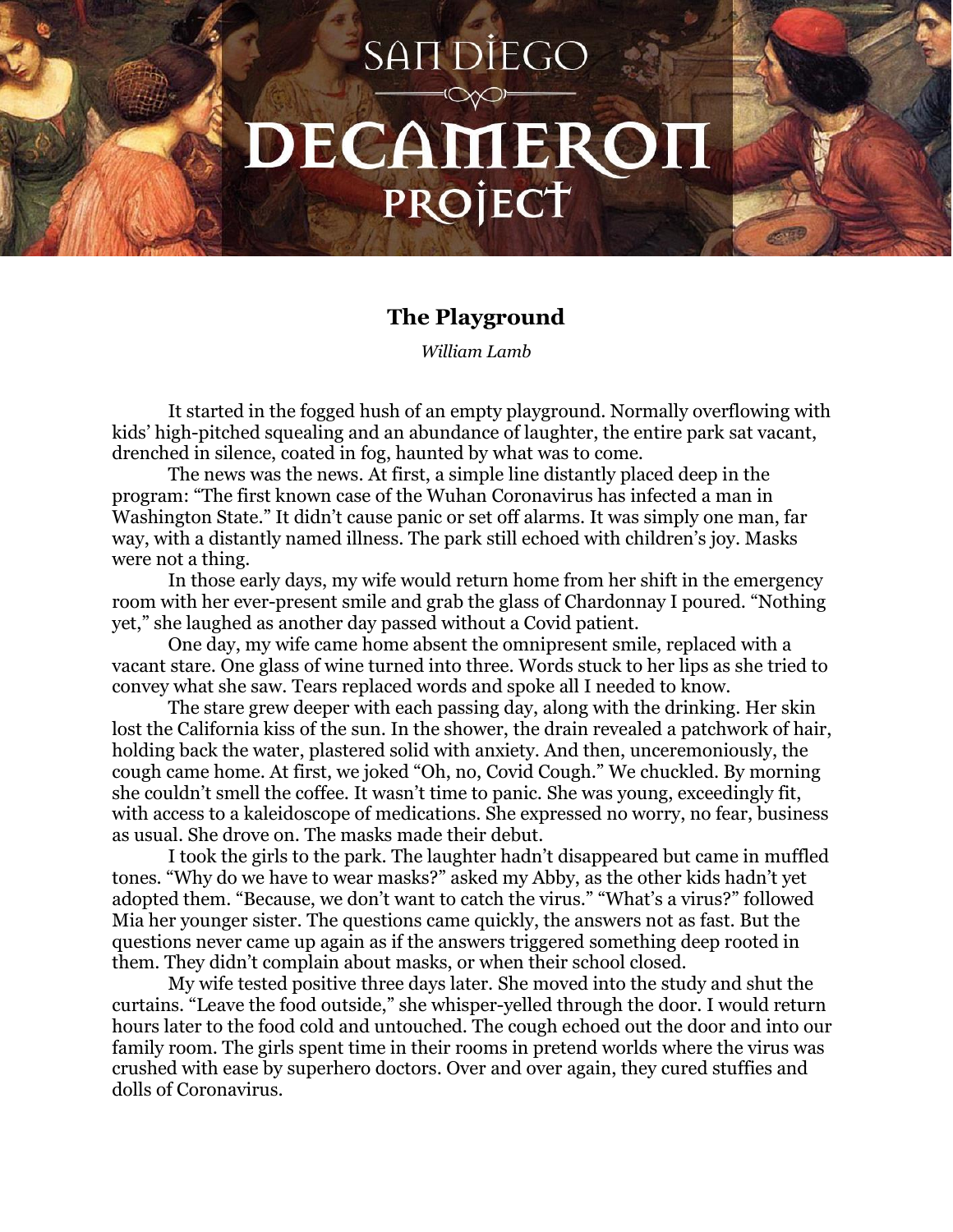# SAN DIEGO DECAMERON PROJECT

## The Playground

*William Lamb*

It started in the fogged hush of an empty playground. Normally overflowing with kids' high-pitched squealing and an abundance of laughter, the entire park sat vacant, drenched in silence, coated in fog, haunted by what was to come.

The news was the news. At first, a simple line distantly placed deep in the program: "The first known case of the Wuhan Coronavirus has infected a man in Washington State." It didn't cause panic or set off alarms. It was simply one man, far way, with a distantly named illness. The park still echoed with children's joy. Masks were not a thing.

In those early days, my wife would return home from her shift in the emergency room with her ever-present smile and grab the glass of Chardonnay I poured. "Nothing yet," she laughed as another day passed without a Covid patient.

One day, my wife came home absent the omnipresent smile, replaced with a vacant stare. One glass of wine turned into three. Words stuck to her lips as she tried to convey what she saw. Tears replaced words and spoke all I needed to know.

The stare grew deeper with each passing day, along with the drinking. Her skin lost the California kiss of the sun. In the shower, the drain revealed a patchwork of hair, holding back the water, plastered solid with anxiety. And then, unceremoniously, the cough came home. At first, we joked "Oh, no, Covid Cough." We chuckled. By morning she couldn't smell the coffee. It wasn't time to panic. She was young, exceedingly fit, with access to a kaleidoscope of medications. She expressed no worry, no fear, business as usual. She drove on. The masks made their debut.

I took the girls to the park. The laughter hadn't disappeared but came in muffled tones. "Why do we have to wear masks?" asked my Abby, as the other kids hadn't yet adopted them. "Because, we don't want to catch the virus." "What's a virus?" followed Mia her younger sister. The questions came quickly, the answers not as fast. But the questions never came up again as if the answers triggered something deep rooted in them. They didn't complain about masks, or when their school closed.

My wife tested positive three days later. She moved into the study and shut the curtains. "Leave the food outside," she whisper-yelled through the door. I would return hours later to the food cold and untouched. The cough echoed out the door and into our family room. The girls spent time in their rooms in pretend worlds where the virus was crushed with ease by superhero doctors. Over and over again, they cured stuffies and dolls of Coronavirus.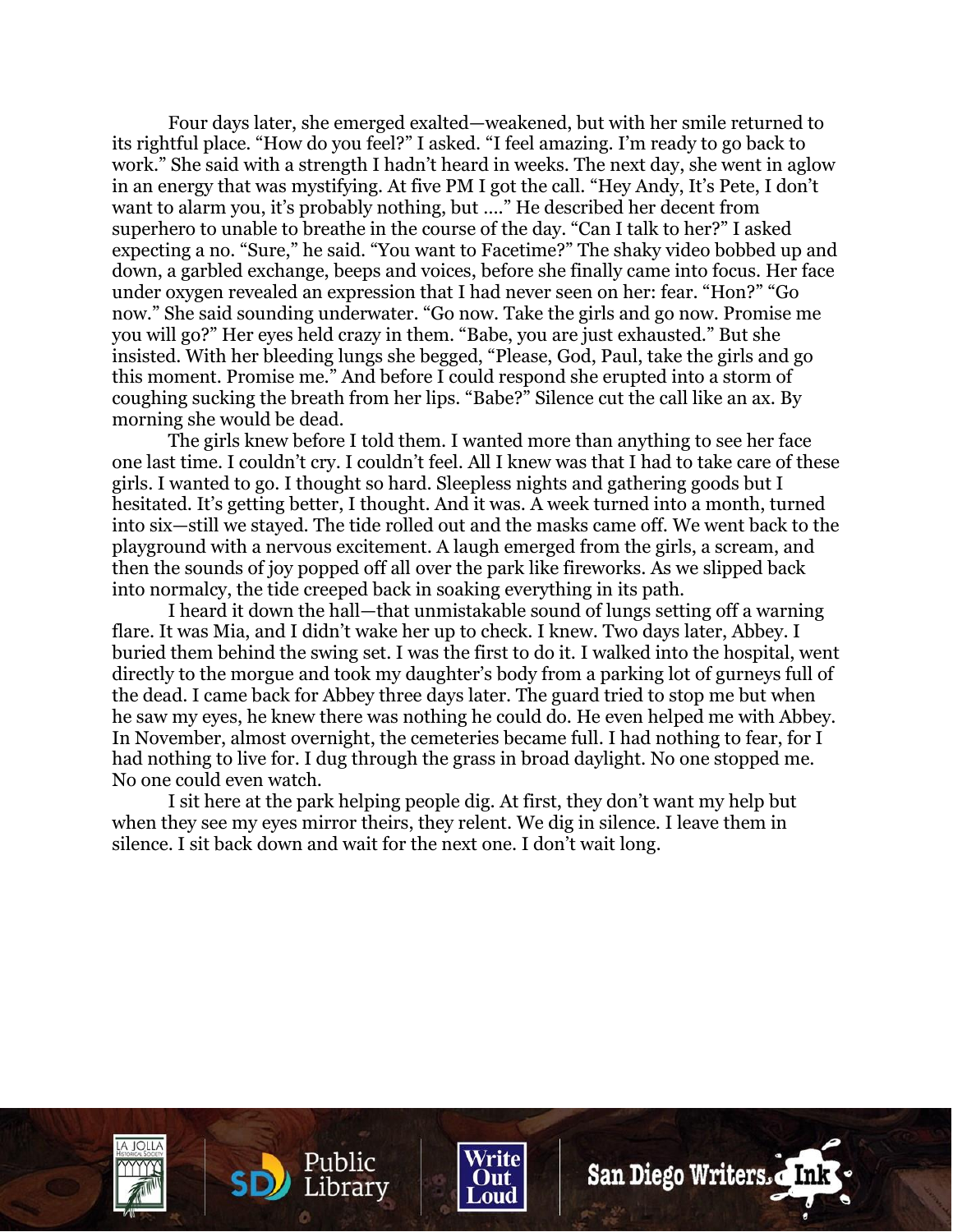Four days later, she emerged exalted—weakened, but with her smile returned to its rightful place. "How do you feel?" I asked. "I feel amazing. I'm ready to go back to work." She said with a strength I hadn't heard in weeks. The next day, she went in aglow in an energy that was mystifying. At five PM I got the call. "Hey Andy, It's Pete, I don't want to alarm you, it's probably nothing, but ...." He described her decent from superhero to unable to breathe in the course of the day. "Can I talk to her?" I asked expecting a no. "Sure," he said. "You want to Facetime?" The shaky video bobbed up and down, a garbled exchange, beeps and voices, before she finally came into focus. Her face under oxygen revealed an expression that I had never seen on her: fear. "Hon?" "Go now." She said sounding underwater. "Go now. Take the girls and go now. Promise me you will go?" Her eyes held crazy in them. "Babe, you are just exhausted." But she insisted. With her bleeding lungs she begged, "Please, God, Paul, take the girls and go this moment. Promise me." And before I could respond she erupted into a storm of coughing sucking the breath from her lips. "Babe?" Silence cut the call like an ax. By morning she would be dead.

The girls knew before I told them. I wanted more than anything to see her face one last time. I couldn't cry. I couldn't feel. All I knew was that I had to take care of these girls. I wanted to go. I thought so hard. Sleepless nights and gathering goods but I hesitated. It's getting better, I thought. And it was. A week turned into a month, turned into six—still we stayed. The tide rolled out and the masks came off. We went back to the playground with a nervous excitement. A laugh emerged from the girls, a scream, and then the sounds of joy popped off all over the park like fireworks. As we slipped back into normalcy, the tide creeped back in soaking everything in its path.

I heard it down the hall—that unmistakable sound of lungs setting off a warning flare. It was Mia, and I didn't wake her up to check. I knew. Two days later, Abbey. I buried them behind the swing set. I was the first to do it. I walked into the hospital, went directly to the morgue and took my daughter's body from a parking lot of gurneys full of the dead. I came back for Abbey three days later. The guard tried to stop me but when he saw my eyes, he knew there was nothing he could do. He even helped me with Abbey. In November, almost overnight, the cemeteries became full. I had nothing to fear, for I had nothing to live for. I dug through the grass in broad daylight. No one stopped me. No one could even watch.

I sit here at the park helping people dig. At first, they don't want my help but when they see my eyes mirror theirs, they relent. We dig in silence. I leave them in silence. I sit back down and wait for the next one. I don't wait long.